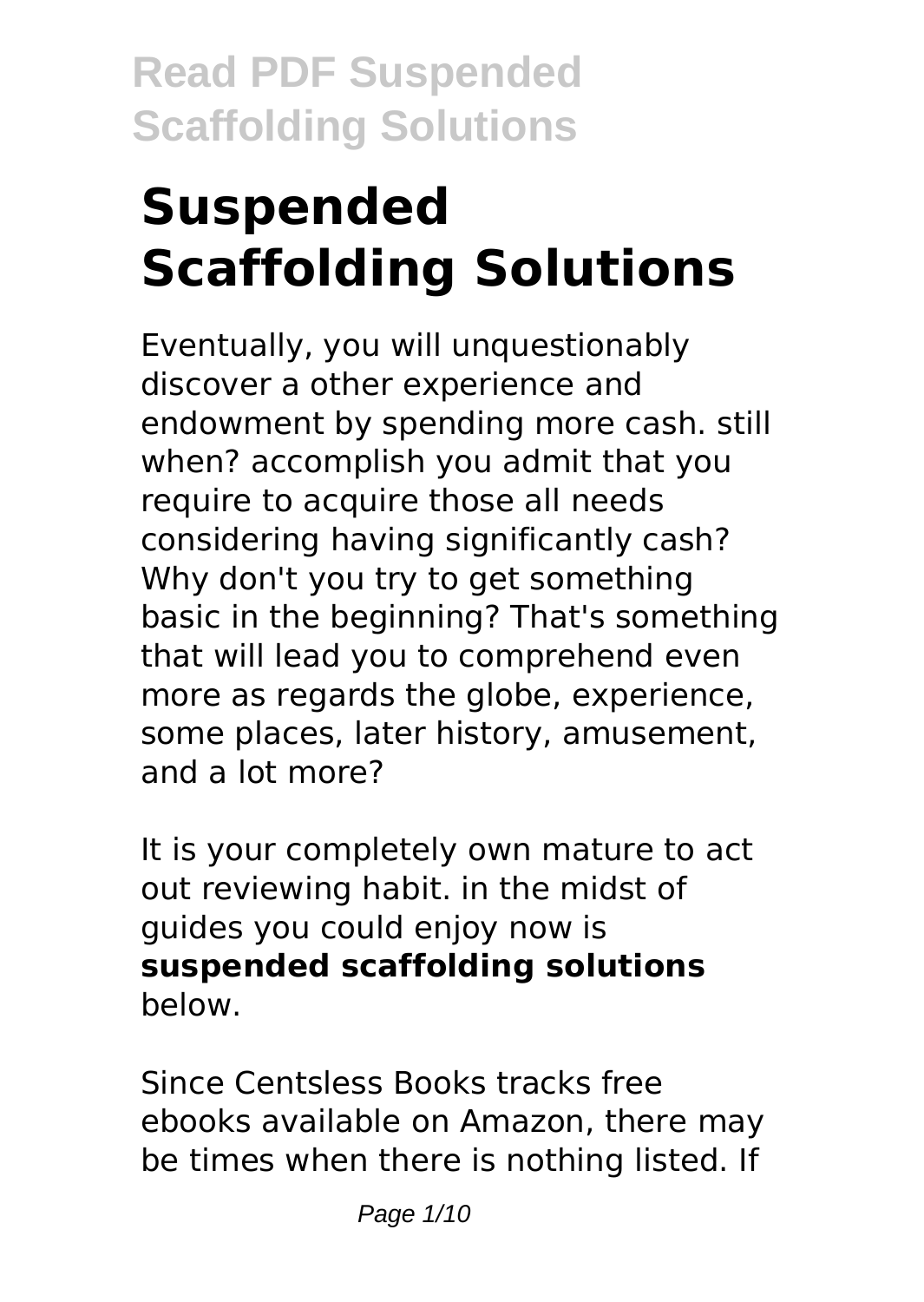# Suspended Scaffolding Solutions

Eventually, you will unquestionably discover a other experience and endowment by spending more cash. still when? accomplish you admit that you require to acquire those all needs considering having significantly cash? Why don't you try to get something basic in the beginning? That's something that will lead you to comprehend even more as regards the globe, experience, some places, later history, amusement, and a lot more?

It is your completely own mature to act out reviewing habit. in the midst of guides you could enjoy now is **suspended scaffolding solutions** below.

Since Centsless Books tracks free ebooks available on Amazon, there may be times when there is nothing listed. If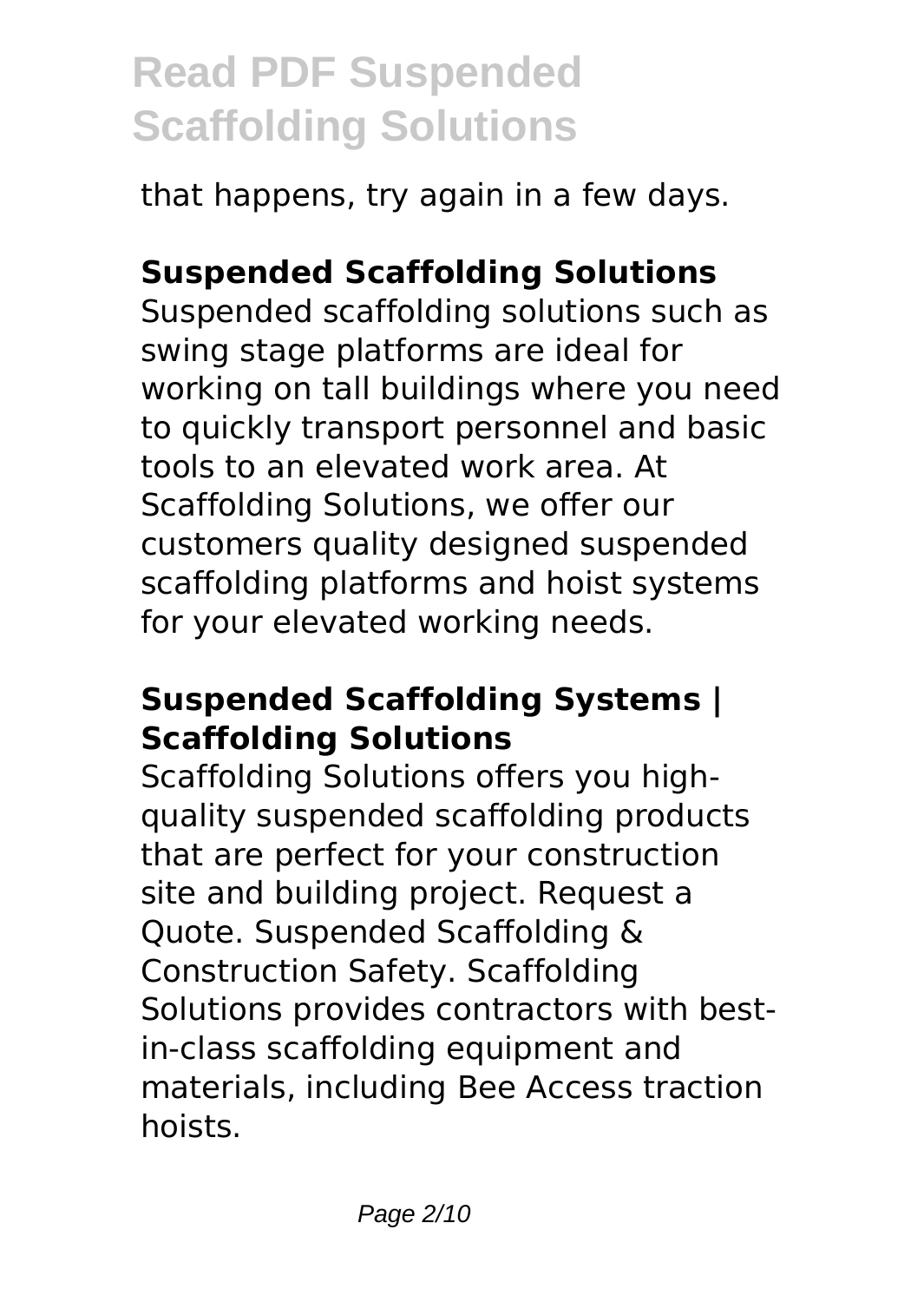that happens, try again in a few days.

## Suspended Scaffolding Solutions

Suspended scaffolding solutions such as swing stage platforms are ideal for working on tall buildings where you need to quickly transport personnel and basic tools to an elevated work area. At Scaffolding Solutions, we offer our customers quality designed suspended scaffolding platforms and hoist systems for your elevated working needs.

## Suspended Scaffolding Systems | Scaffolding Solutions

Scaffolding Solutions offers you high-quality suspended scaffolding products that are perfect for your construction site and building project. Request a Quote. Suspended Scaffolding & Construction Safety. Scaffolding Solutions provides contractors with best-in-class scaffolding equipment and materials, including Bee Access traction hoists.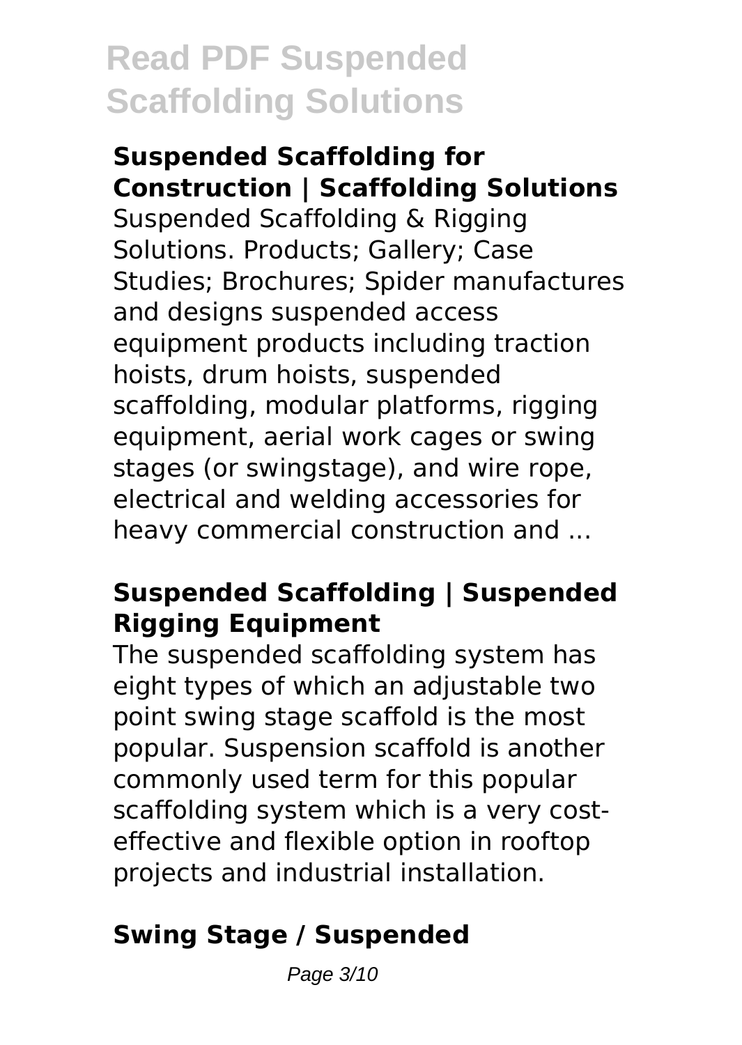### Suspended Scaffolding for Construction | Scaffolding Solutions

Suspended Scaffolding & Rigging Solutions. Products; Gallery; Case Studies; Brochures; Spider manufactures and designs suspended access equipment products including traction hoists, drum hoists, suspended scaffolding, modular platforms, rigging equipment, aerial work cages or swing stages (or swingstage), and wire rope, electrical and welding accessories for heavy commercial construction and ...

### Suspended Scaffolding | Suspended Rigging Equipment

The suspended scaffolding system has eight types of which an adjustable two point swing stage scaffold is the most popular. Suspension scaffold is another commonly used term for this popular scaffolding system which is a very cost-effective and flexible option in rooftop projects and industrial installation.

### Swing Stage / Suspended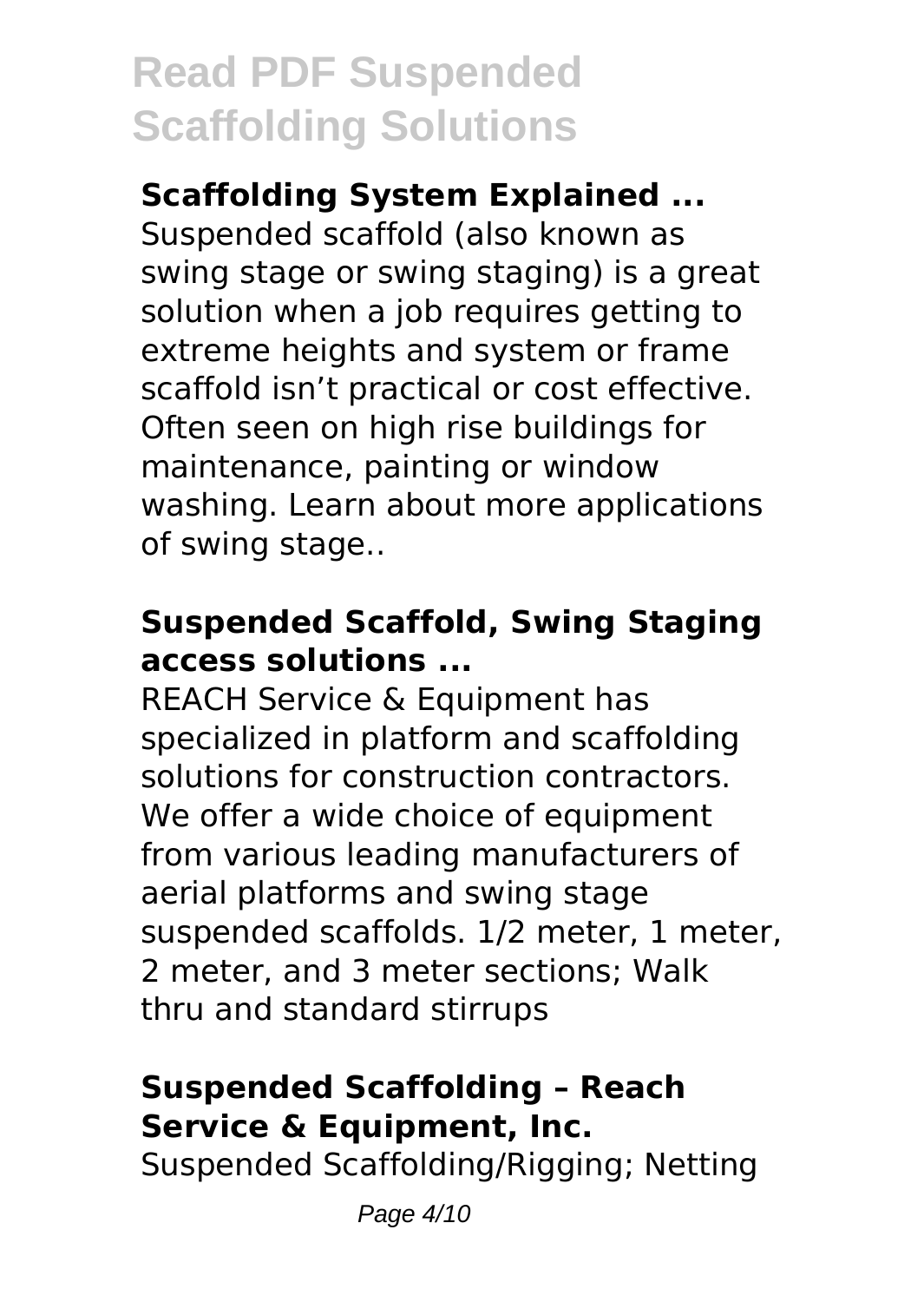**Scaffolding System Explained ...**

Suspended scaffold (also known as swing stage or swing staging) is a great solution when a job requires getting to extreme heights and system or frame scaffold isn't practical or cost effective. Often seen on high rise buildings for maintenance, painting or window washing. Learn about more applications of swing stage..

**Suspended Scaffold, Swing Staging access solutions ...**

REACH Service & Equipment has specialized in platform and scaffolding solutions for construction contractors. We offer a wide choice of equipment from various leading manufacturers of aerial platforms and swing stage suspended scaffolds. 1/2 meter, 1 meter, 2 meter, and 3 meter sections; Walk thru and standard stirrups

**Suspended Scaffolding – Reach Service & Equipment, Inc.**

Suspended Scaffolding/Rigging; Netting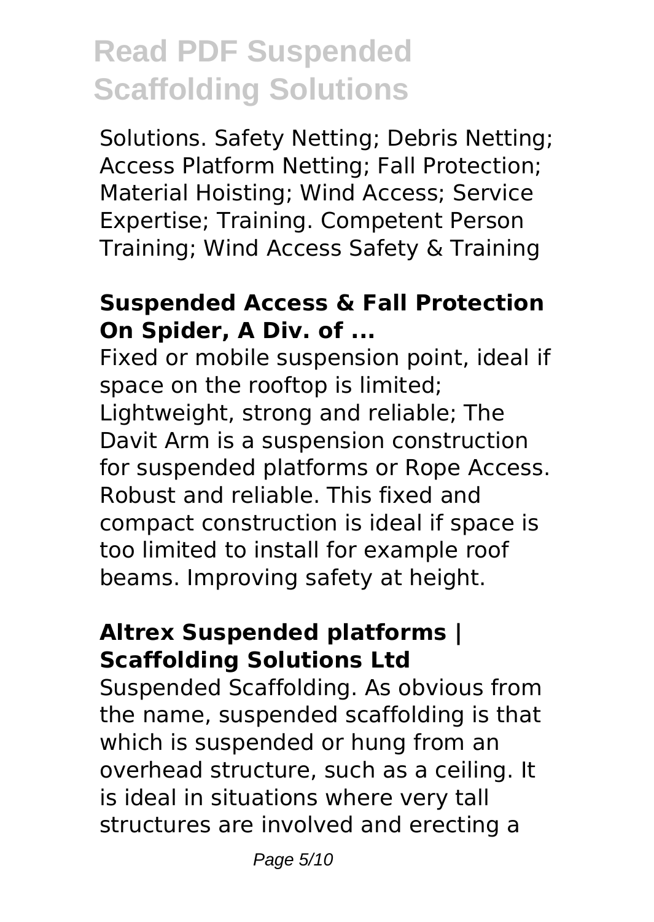Solutions. Safety Netting; Debris Netting; Access Platform Netting; Fall Protection; Material Hoisting; Wind Access; Service Expertise; Training. Competent Person Training; Wind Access Safety & Training

### Suspended Access & Fall Protection On Spider, A Div. of ...

Fixed or mobile suspension point, ideal if space on the rooftop is limited; Lightweight, strong and reliable; The Davit Arm is a suspension construction for suspended platforms or Rope Access. Robust and reliable. This fixed and compact construction is ideal if space is too limited to install for example roof beams. Improving safety at height.

### Altrex Suspended platforms | Scaffolding Solutions Ltd

Suspended Scaffolding. As obvious from the name, suspended scaffolding is that which is suspended or hung from an overhead structure, such as a ceiling. It is ideal in situations where very tall structures are involved and erecting a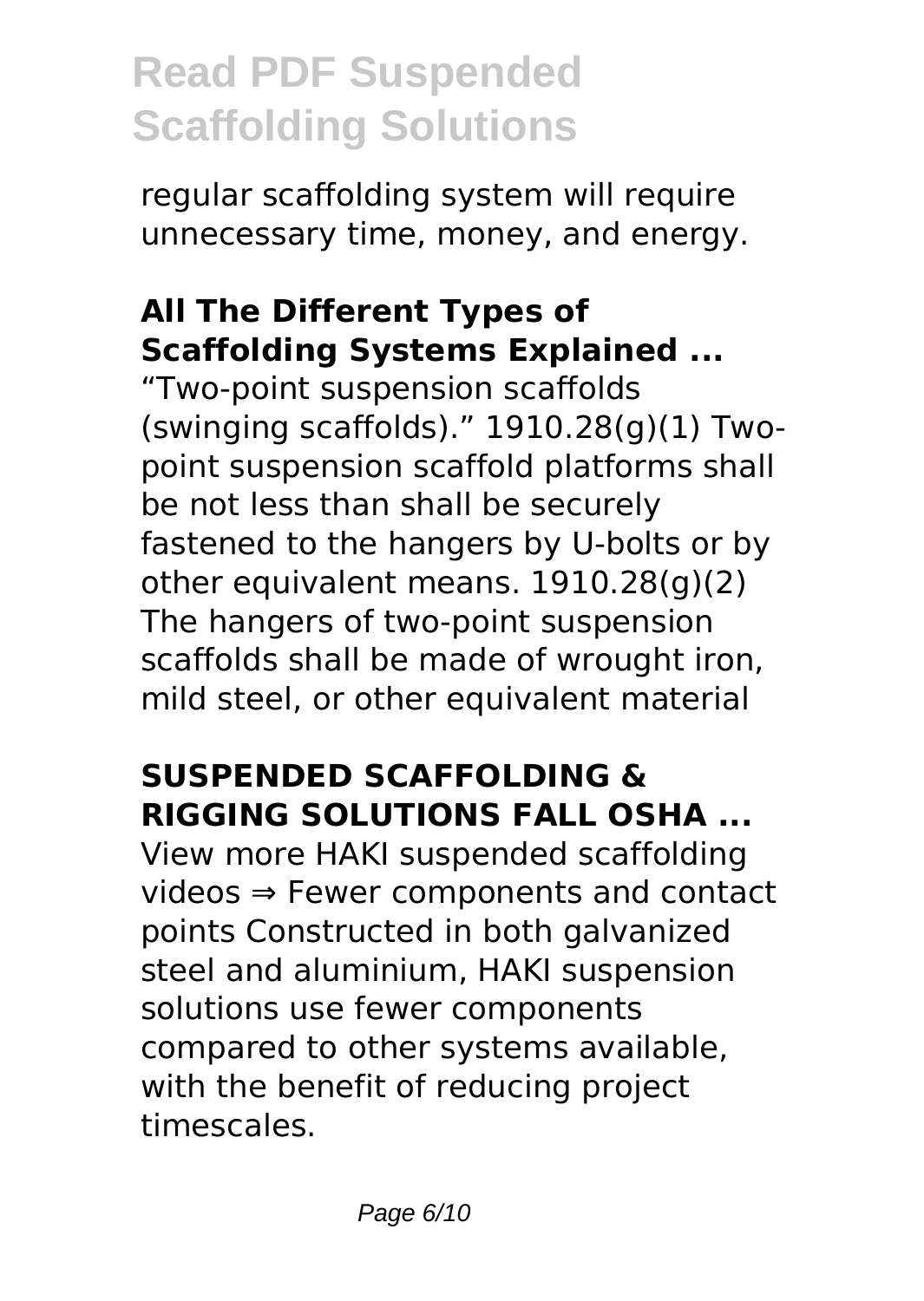regular scaffolding system will require unnecessary time, money, and energy.

**All The Different Types of Scaffolding Systems Explained ...**

"Two-point suspension scaffolds (swinging scaffolds)." 1910.28(g)(1) Two-point suspension scaffold platforms shall be not less than shall be securely fastened to the hangers by U-bolts or by other equivalent means. 1910.28(g)(2) The hangers of two-point suspension scaffolds shall be made of wrought iron, mild steel, or other equivalent material

**SUSPENDED SCAFFOLDING & RIGGING SOLUTIONS FALL OSHA ...**

View more HAKI suspended scaffolding videos ⇒ Fewer components and contact points Constructed in both galvanized steel and aluminium, HAKI suspension solutions use fewer components compared to other systems available, with the benefit of reducing project timescales.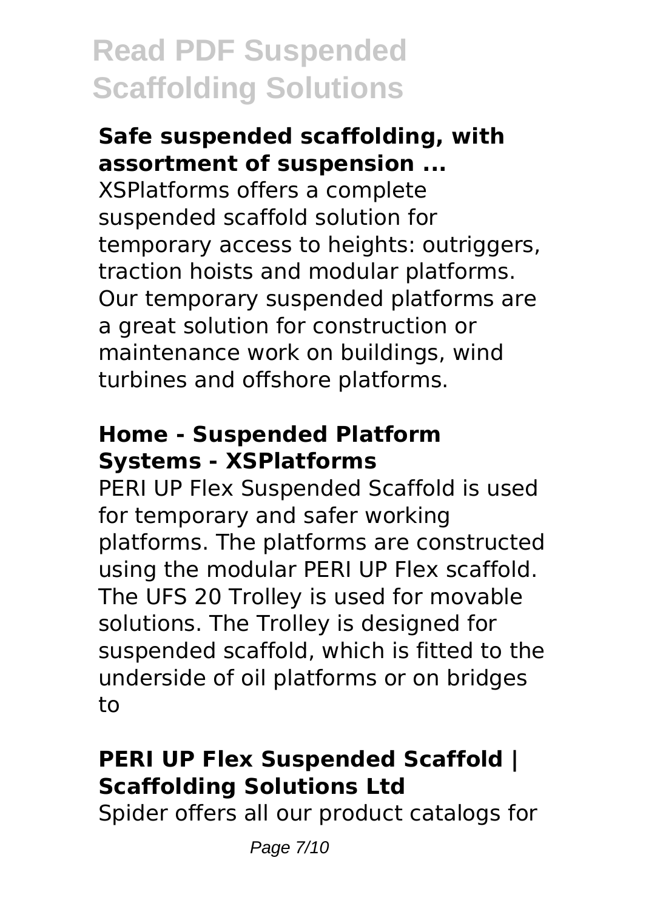### Safe suspended scaffolding, with assortment of suspension ...

XSPlatforms offers a complete suspended scaffold solution for temporary access to heights: outriggers, traction hoists and modular platforms. Our temporary suspended platforms are a great solution for construction or maintenance work on buildings, wind turbines and offshore platforms.

### Home - Suspended Platform Systems - XSPlatforms

PERI UP Flex Suspended Scaffold is used for temporary and safer working platforms. The platforms are constructed using the modular PERI UP Flex scaffold. The UFS 20 Trolley is used for movable solutions. The Trolley is designed for suspended scaffold, which is fitted to the underside of oil platforms or on bridges to

### PERI UP Flex Suspended Scaffold | Scaffolding Solutions Ltd

Spider offers all our product catalogs for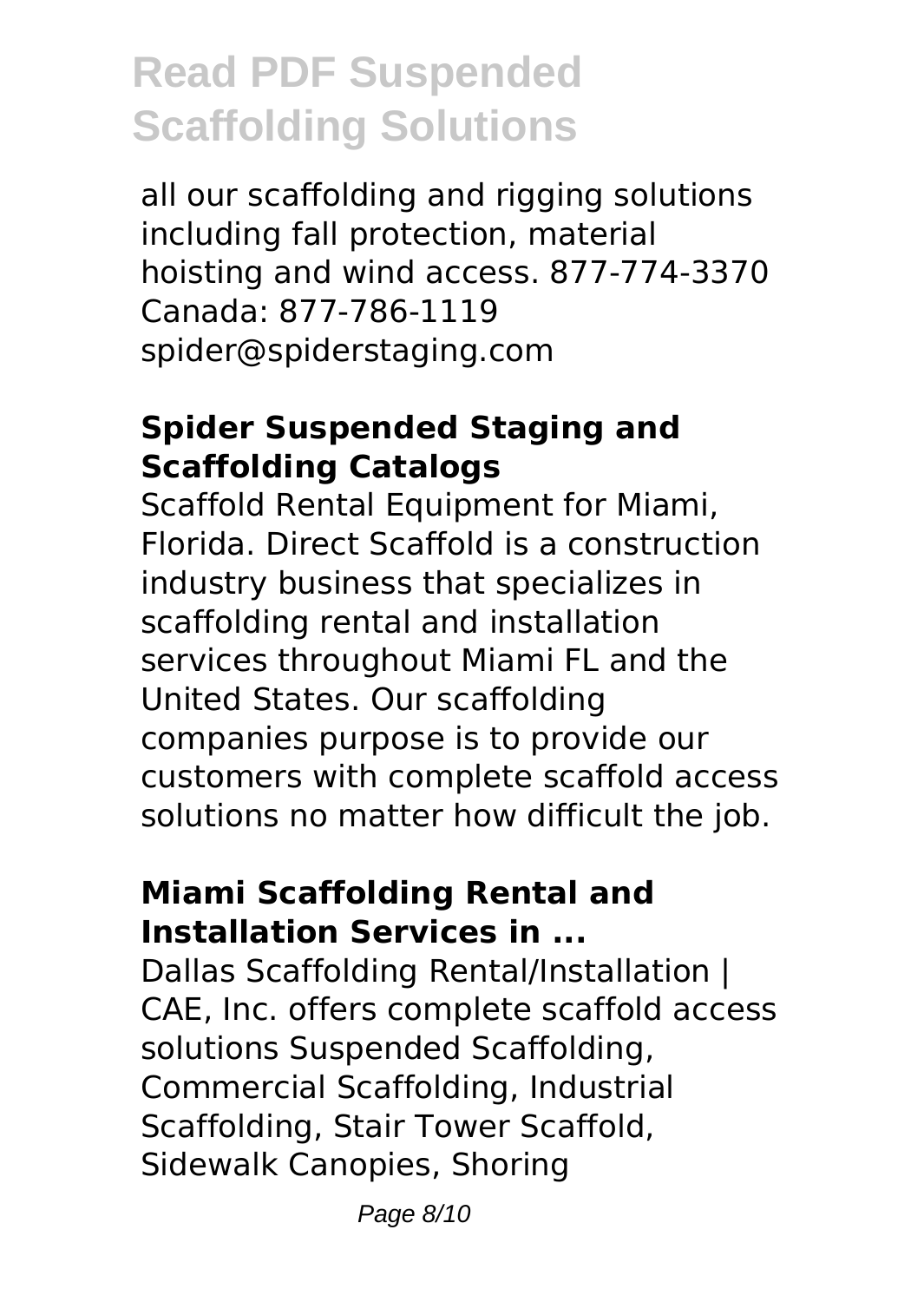all our scaffolding and rigging solutions including fall protection, material hoisting and wind access. 877-774-3370 Canada: 877-786-1119 spider@spiderstaging.com

### Spider Suspended Staging and Scaffolding Catalogs

Scaffold Rental Equipment for Miami, Florida. Direct Scaffold is a construction industry business that specializes in scaffolding rental and installation services throughout Miami FL and the United States. Our scaffolding companies purpose is to provide our customers with complete scaffold access solutions no matter how difficult the job.

### Miami Scaffolding Rental and Installation Services in ...

Dallas Scaffolding Rental/Installation | CAE, Inc. offers complete scaffold access solutions Suspended Scaffolding, Commercial Scaffolding, Industrial Scaffolding, Stair Tower Scaffold, Sidewalk Canopies, Shoring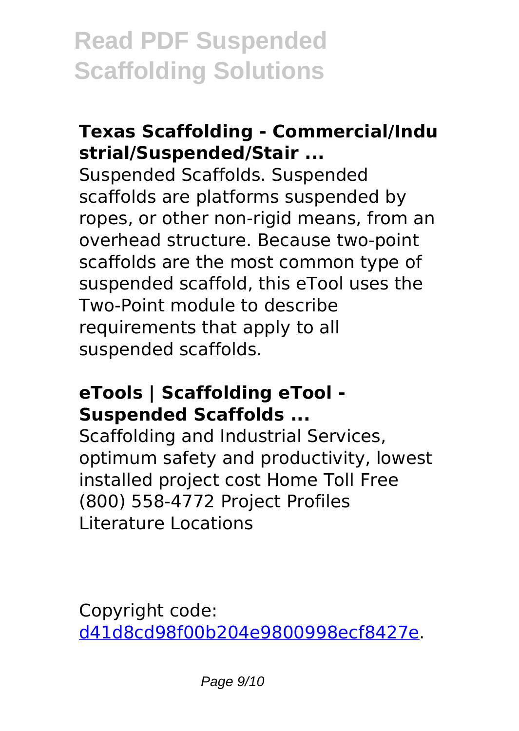### Texas Scaffolding - Commercial/Industrial/Suspended/Stair ...

Suspended Scaffolds. Suspended scaffolds are platforms suspended by ropes, or other non-rigid means, from an overhead structure. Because two-point scaffolds are the most common type of suspended scaffold, this eTool uses the Two-Point module to describe requirements that apply to all suspended scaffolds.

### eTools | Scaffolding eTool - Suspended Scaffolds ...

Scaffolding and Industrial Services, optimum safety and productivity, lowest installed project cost Home Toll Free (800) 558-4772 Project Profiles Literature Locations

Copyright code: [d41d8cd98f00b204e9800998ecf8427e](d41d8cd98f00b204e9800998ecf8427e).